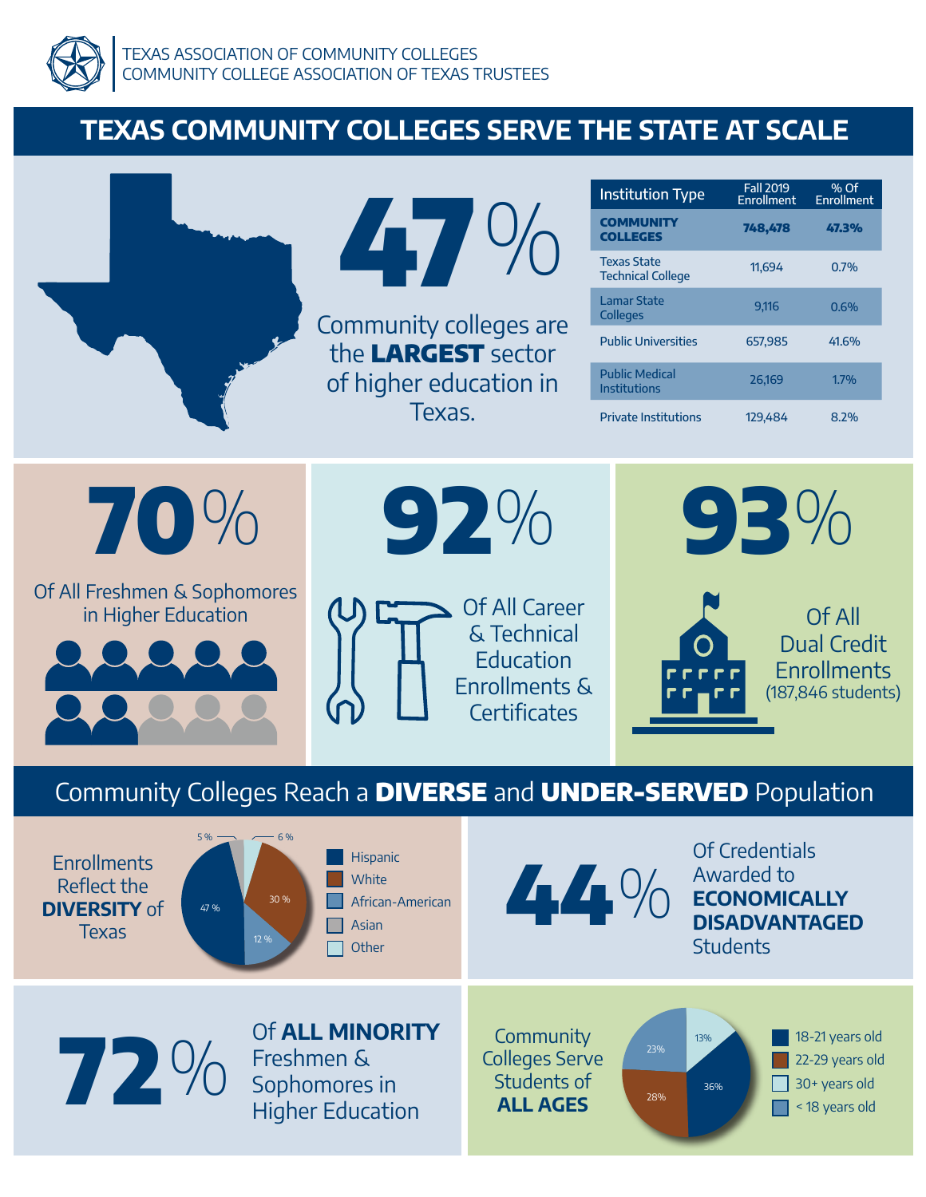TEXAS ASSOCIATION OF COMMUNITY COLLEGES
COMMUNITY COLLEGE ASSOCIATION OF TEXAS TRUSTEES

# TEXAS COMMUNITY COLLEGES SERVE THE STATE AT SCALE

**47%**

Community colleges are the **LARGEST** sector of higher education in Texas.

| Institution Type | Fall 2019 Enrollment | % Of Enrollment |
|---|---|---|
| **COMMUNITY COLLEGES** | **748,478** | **47.3%** |
| Texas State Technical College | 11,694 | 0.7% |
| Lamar State Colleges | 9,116 | 0.6% |
| Public Universities | 657,985 | 41.6% |
| Public Medical Institutions | 26,169 | 1.7% |
| Private Institutions | 129,484 | 8.2% |

**70%**

Of All Freshmen & Sophomores in Higher Education

**92%**

Of All Career & Technical Education Enrollments & Certificates

**93%**

Of All Dual Credit Enrollments (187,846 students)

## Community Colleges Reach a **DIVERSE** and **UNDER-SERVED** Population

Enrollments Reflect the **DIVERSITY** of Texas

- Hispanic: 47 %
- White: 30 %
- African-American: 12 %
- Asian: 5 %
- Other: 6 %

**44%**

Of Credentials Awarded to **ECONOMICALLY DISADVANTAGED** Students

**72%**

Of **ALL MINORITY** Freshmen & Sophomores in Higher Education

Community Colleges Serve Students of **ALL AGES**

- 18-21 years old: 36%
- 22-29 years old: 28%
- 30+ years old: 13%
- < 18 years old: 23%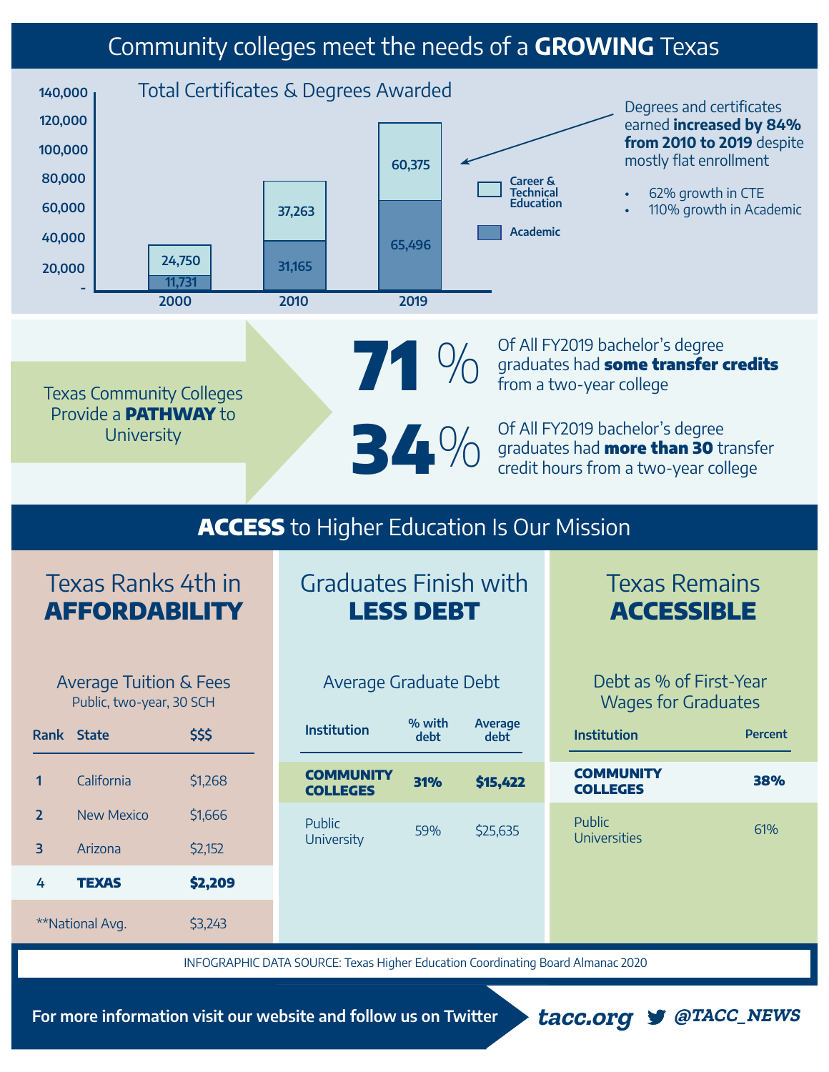# Community colleges meet the needs of a **GROWING** Texas

Total Certificates & Degrees Awarded

140,000
120,000
100,000
80,000
60,000
40,000
20,000
-

2000: 24,750 / 11,731
2010: 37,263 / 31,165
2019: 60,375 / 65,496

Career & Technical Education
Academic

Degrees and certificates earned **increased by 84% from 2010 to 2019** despite mostly flat enrollment

- 62% growth in CTE
- 110% growth in Academic

Texas Community Colleges Provide a **PATHWAY** to University

**71%** Of All FY2019 bachelor's degree graduates had **some transfer credits** from a two-year college

**34%** Of All FY2019 bachelor's degree graduates had **more than 30** transfer credit hours from a two-year college

## **ACCESS** to Higher Education Is Our Mission

### Texas Ranks 4th in **AFFORDABILITY**

Average Tuition & Fees
Public, two-year, 30 SCH

| Rank | State | $$$ |
|---|---|---|
| 1 | California | $1,268 |
| 2 | New Mexico | $1,666 |
| 3 | Arizona | $2,152 |
| **4** | **TEXAS** | **$2,209** |
| **National Avg. | | $3,243 |

### Graduates Finish with **LESS DEBT**

Average Graduate Debt

| Institution | % with debt | Average debt |
|---|---|---|
| **COMMUNITY COLLEGES** | **31%** | **$15,422** |
| Public University | 59% | $25,635 |

### Texas Remains **ACCESSIBLE**

Debt as % of First-Year Wages for Graduates

| Institution | Percent |
|---|---|
| **COMMUNITY COLLEGES** | **38%** |
| Public Universities | 61% |

INFOGRAPHIC DATA SOURCE: Texas Higher Education Coordinating Board Almanac 2020

**For more information visit our website and follow us on Twitter** ***tacc.org*** ***@TACC_NEWS***